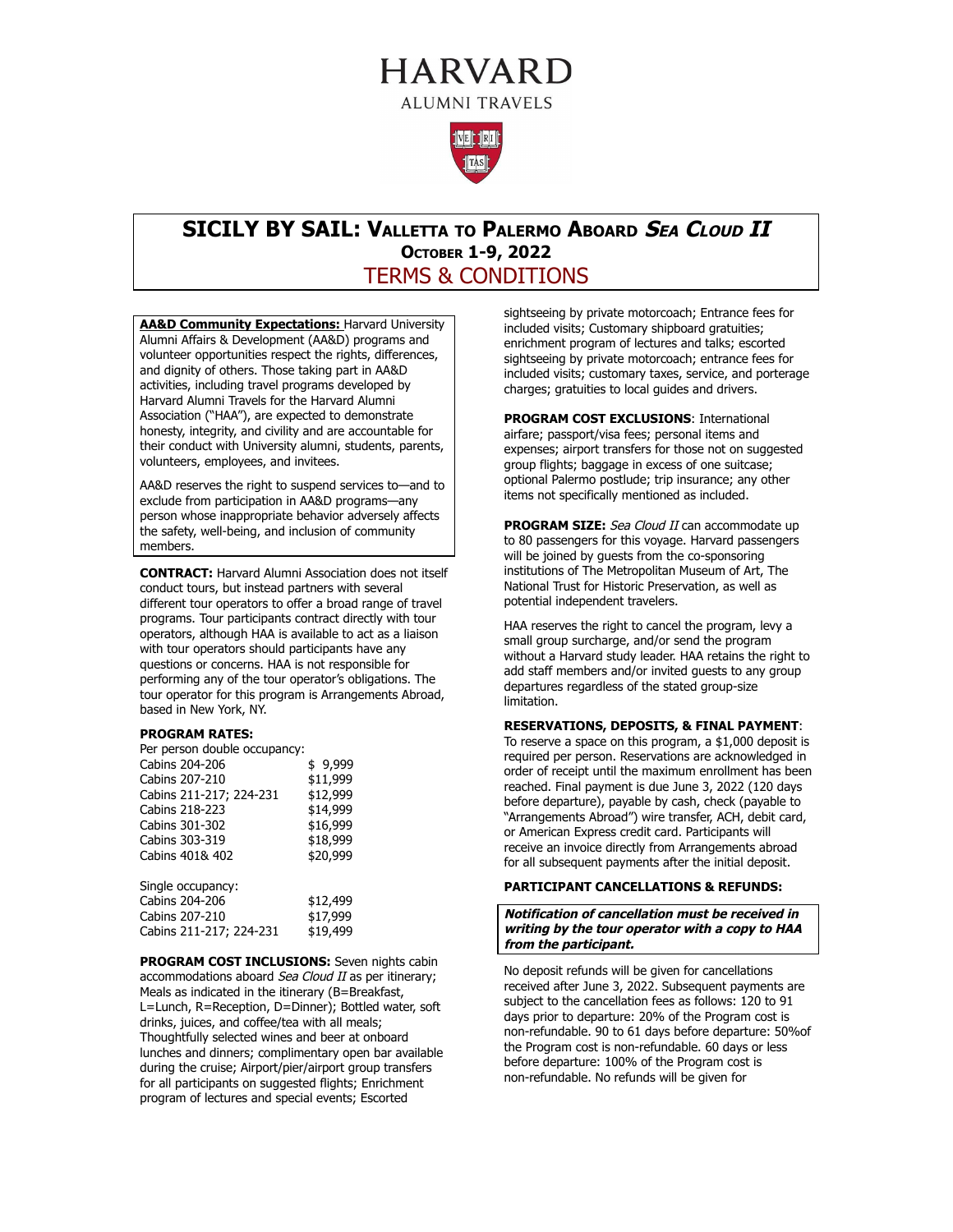# HARVARD

ALUMNI TRAVELS

## SICILY BY SAIL: VALLETTA TO PALERMO ABOARD *SEA CLOUD II*

### OCTOBER 1-9, 2022

## TERMS & CONDITIONS

**AA&D Community Expectations:** Harvard University Alumni Affairs & Development (AA&D) programs and volunteer opportunities respect the rights, differences, and dignity of others. Those taking part in AA&D activities, including travel programs developed by Harvard Alumni Travels for the Harvard Alumni Association ("HAA"), are expected to demonstrate honesty, integrity, and civility and are accountable for their conduct with University alumni, students, parents, volunteers, employees, and invitees.

AA&D reserves the right to suspend services to—and to exclude from participation in AA&D programs—any person whose inappropriate behavior adversely affects the safety, well-being, and inclusion of community members.

**CONTRACT:** Harvard Alumni Association does not itself conduct tours, but instead partners with several different tour operators to offer a broad range of travel programs. Tour participants contract directly with tour operators, although HAA is available to act as a liaison with tour operators should participants have any questions or concerns. HAA is not responsible for performing any of the tour operator's obligations. The tour operator for this program is Arrangements Abroad, based in New York, NY.

**PROGRAM RATES:**

Per person double occupancy:

| | |
|---|---|
| Cabins 204-206 | $ 9,999 |
| Cabins 207-210 | $11,999 |
| Cabins 211-217; 224-231 | $12,999 |
| Cabins 218-223 | $14,999 |
| Cabins 301-302 | $16,999 |
| Cabins 303-319 | $18,999 |
| Cabins 401& 402 | $20,999 |

Single occupancy:

| | |
|---|---|
| Cabins 204-206 | $12,499 |
| Cabins 207-210 | $17,999 |
| Cabins 211-217; 224-231 | $19,499 |

**PROGRAM COST INCLUSIONS:** Seven nights cabin accommodations aboard *Sea Cloud II* as per itinerary; Meals as indicated in the itinerary (B=Breakfast, L=Lunch, R=Reception, D=Dinner); Bottled water, soft drinks, juices, and coffee/tea with all meals; Thoughtfully selected wines and beer at onboard lunches and dinners; complimentary open bar available during the cruise; Airport/pier/airport group transfers for all participants on suggested flights; Enrichment program of lectures and special events; Escorted sightseeing by private motorcoach; Entrance fees for included visits; Customary shipboard gratuities; enrichment program of lectures and talks; escorted sightseeing by private motorcoach; entrance fees for included visits; customary taxes, service, and porterage charges; gratuities to local guides and drivers.

**PROGRAM COST EXCLUSIONS**: International airfare; passport/visa fees; personal items and expenses; airport transfers for those not on suggested group flights; baggage in excess of one suitcase; optional Palermo postlude; trip insurance; any other items not specifically mentioned as included.

**PROGRAM SIZE:** *Sea Cloud II* can accommodate up to 80 passengers for this voyage. Harvard passengers will be joined by guests from the co-sponsoring institutions of The Metropolitan Museum of Art, The National Trust for Historic Preservation, as well as potential independent travelers.

HAA reserves the right to cancel the program, levy a small group surcharge, and/or send the program without a Harvard study leader. HAA retains the right to add staff members and/or invited guests to any group departures regardless of the stated group-size limitation.

**RESERVATIONS, DEPOSITS, & FINAL PAYMENT**: To reserve a space on this program, a $1,000 deposit is required per person. Reservations are acknowledged in order of receipt until the maximum enrollment has been reached. Final payment is due June 3, 2022 (120 days before departure), payable by cash, check (payable to "Arrangements Abroad") wire transfer, ACH, debit card, or American Express credit card. Participants will receive an invoice directly from Arrangements abroad for all subsequent payments after the initial deposit.

**PARTICIPANT CANCELLATIONS & REFUNDS:**

***Notification of cancellation must be received in writing by the tour operator with a copy to HAA from the participant.***

No deposit refunds will be given for cancellations received after June 3, 2022. Subsequent payments are subject to the cancellation fees as follows: 120 to 91 days prior to departure: 20% of the Program cost is non-refundable. 90 to 61 days before departure: 50%of the Program cost is non-refundable. 60 days or less before departure: 100% of the Program cost is non-refundable. No refunds will be given for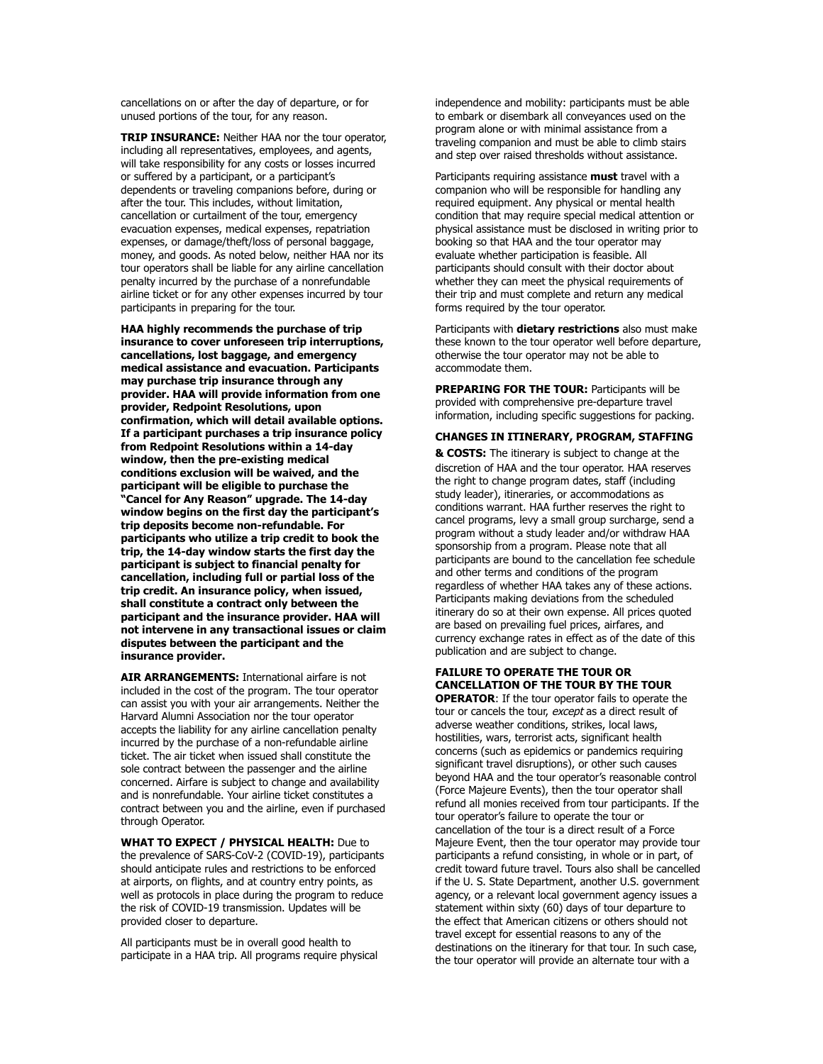cancellations on or after the day of departure, or for unused portions of the tour, for any reason.

**TRIP INSURANCE:** Neither HAA nor the tour operator, including all representatives, employees, and agents, will take responsibility for any costs or losses incurred or suffered by a participant, or a participant's dependents or traveling companions before, during or after the tour. This includes, without limitation, cancellation or curtailment of the tour, emergency evacuation expenses, medical expenses, repatriation expenses, or damage/theft/loss of personal baggage, money, and goods. As noted below, neither HAA nor its tour operators shall be liable for any airline cancellation penalty incurred by the purchase of a nonrefundable airline ticket or for any other expenses incurred by tour participants in preparing for the tour.

**HAA highly recommends the purchase of trip insurance to cover unforeseen trip interruptions, cancellations, lost baggage, and emergency medical assistance and evacuation. Participants may purchase trip insurance through any provider. HAA will provide information from one provider, Redpoint Resolutions, upon confirmation, which will detail available options. If a participant purchases a trip insurance policy from Redpoint Resolutions within a 14-day window, then the pre-existing medical conditions exclusion will be waived, and the participant will be eligible to purchase the "Cancel for Any Reason" upgrade. The 14-day window begins on the first day the participant's trip deposits become non-refundable. For participants who utilize a trip credit to book the trip, the 14-day window starts the first day the participant is subject to financial penalty for cancellation, including full or partial loss of the trip credit. An insurance policy, when issued, shall constitute a contract only between the participant and the insurance provider. HAA will not intervene in any transactional issues or claim disputes between the participant and the insurance provider.**

**AIR ARRANGEMENTS:** International airfare is not included in the cost of the program. The tour operator can assist you with your air arrangements. Neither the Harvard Alumni Association nor the tour operator accepts the liability for any airline cancellation penalty incurred by the purchase of a non-refundable airline ticket. The air ticket when issued shall constitute the sole contract between the passenger and the airline concerned. Airfare is subject to change and availability and is nonrefundable. Your airline ticket constitutes a contract between you and the airline, even if purchased through Operator.

**WHAT TO EXPECT / PHYSICAL HEALTH:** Due to the prevalence of SARS-CoV-2 (COVID-19), participants should anticipate rules and restrictions to be enforced at airports, on flights, and at country entry points, as well as protocols in place during the program to reduce the risk of COVID-19 transmission. Updates will be provided closer to departure.

All participants must be in overall good health to participate in a HAA trip. All programs require physical independence and mobility: participants must be able to embark or disembark all conveyances used on the program alone or with minimal assistance from a traveling companion and must be able to climb stairs and step over raised thresholds without assistance.

Participants requiring assistance **must** travel with a companion who will be responsible for handling any required equipment. Any physical or mental health condition that may require special medical attention or physical assistance must be disclosed in writing prior to booking so that HAA and the tour operator may evaluate whether participation is feasible. All participants should consult with their doctor about whether they can meet the physical requirements of their trip and must complete and return any medical forms required by the tour operator.

Participants with **dietary restrictions** also must make these known to the tour operator well before departure, otherwise the tour operator may not be able to accommodate them.

**PREPARING FOR THE TOUR:** Participants will be provided with comprehensive pre-departure travel information, including specific suggestions for packing.

**CHANGES IN ITINERARY, PROGRAM, STAFFING & COSTS:** The itinerary is subject to change at the discretion of HAA and the tour operator. HAA reserves the right to change program dates, staff (including study leader), itineraries, or accommodations as conditions warrant. HAA further reserves the right to cancel programs, levy a small group surcharge, send a program without a study leader and/or withdraw HAA sponsorship from a program. Please note that all participants are bound to the cancellation fee schedule and other terms and conditions of the program regardless of whether HAA takes any of these actions. Participants making deviations from the scheduled itinerary do so at their own expense. All prices quoted are based on prevailing fuel prices, airfares, and currency exchange rates in effect as of the date of this publication and are subject to change.

**FAILURE TO OPERATE THE TOUR OR CANCELLATION OF THE TOUR BY THE TOUR OPERATOR**: If the tour operator fails to operate the tour or cancels the tour, *except* as a direct result of adverse weather conditions, strikes, local laws, hostilities, wars, terrorist acts, significant health concerns (such as epidemics or pandemics requiring significant travel disruptions), or other such causes beyond HAA and the tour operator's reasonable control (Force Majeure Events), then the tour operator shall refund all monies received from tour participants. If the tour operator's failure to operate the tour or cancellation of the tour is a direct result of a Force Majeure Event, then the tour operator may provide tour participants a refund consisting, in whole or in part, of credit toward future travel. Tours also shall be cancelled if the U. S. State Department, another U.S. government agency, or a relevant local government agency issues a statement within sixty (60) days of tour departure to the effect that American citizens or others should not travel except for essential reasons to any of the destinations on the itinerary for that tour. In such case, the tour operator will provide an alternate tour with a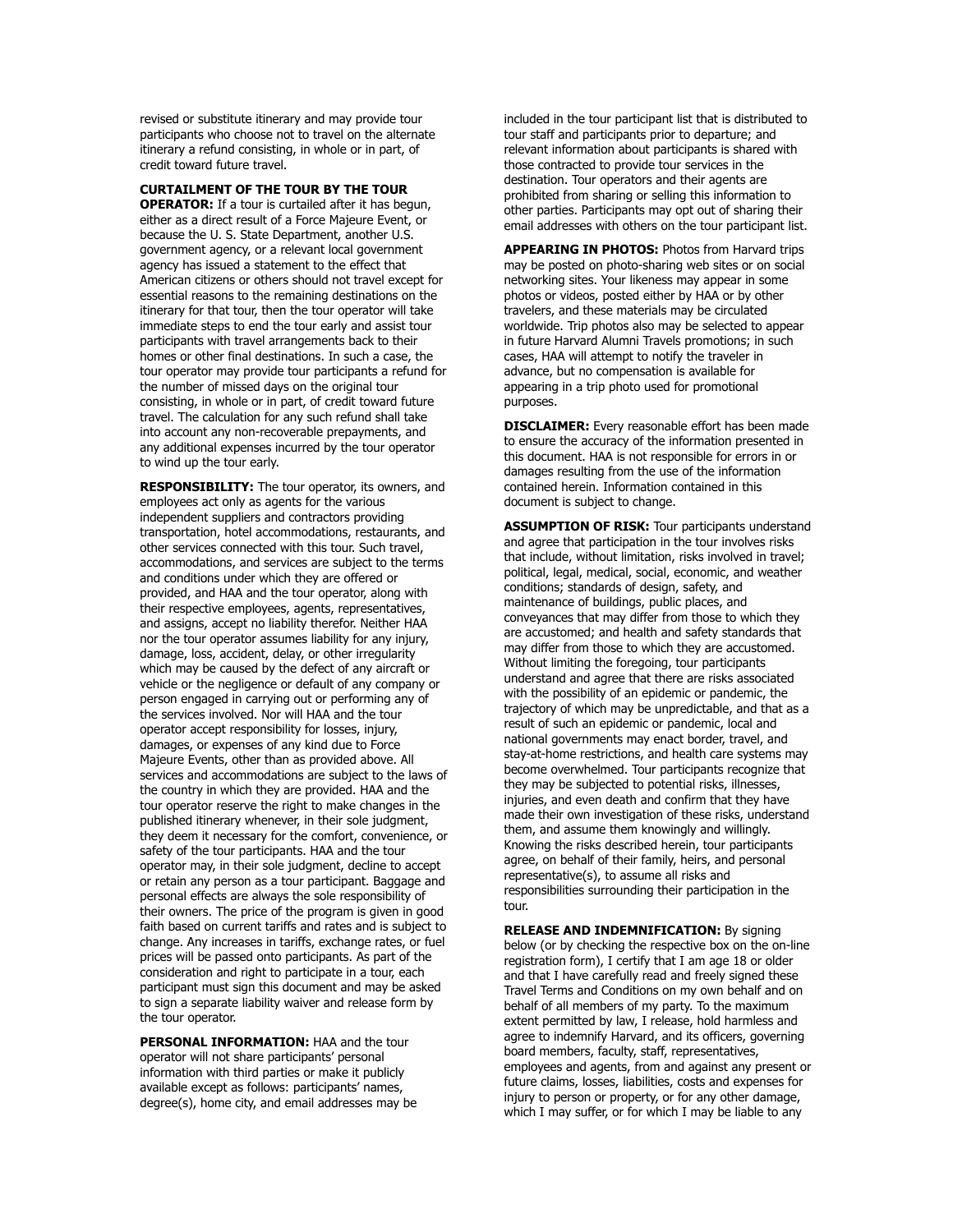revised or substitute itinerary and may provide tour participants who choose not to travel on the alternate itinerary a refund consisting, in whole or in part, of credit toward future travel.

**CURTAILMENT OF THE TOUR BY THE TOUR OPERATOR:** If a tour is curtailed after it has begun, either as a direct result of a Force Majeure Event, or because the U. S. State Department, another U.S. government agency, or a relevant local government agency has issued a statement to the effect that American citizens or others should not travel except for essential reasons to the remaining destinations on the itinerary for that tour, then the tour operator will take immediate steps to end the tour early and assist tour participants with travel arrangements back to their homes or other final destinations. In such a case, the tour operator may provide tour participants a refund for the number of missed days on the original tour consisting, in whole or in part, of credit toward future travel. The calculation for any such refund shall take into account any non-recoverable prepayments, and any additional expenses incurred by the tour operator to wind up the tour early.

**RESPONSIBILITY:** The tour operator, its owners, and employees act only as agents for the various independent suppliers and contractors providing transportation, hotel accommodations, restaurants, and other services connected with this tour. Such travel, accommodations, and services are subject to the terms and conditions under which they are offered or provided, and HAA and the tour operator, along with their respective employees, agents, representatives, and assigns, accept no liability therefor. Neither HAA nor the tour operator assumes liability for any injury, damage, loss, accident, delay, or other irregularity which may be caused by the defect of any aircraft or vehicle or the negligence or default of any company or person engaged in carrying out or performing any of the services involved. Nor will HAA and the tour operator accept responsibility for losses, injury, damages, or expenses of any kind due to Force Majeure Events, other than as provided above. All services and accommodations are subject to the laws of the country in which they are provided. HAA and the tour operator reserve the right to make changes in the published itinerary whenever, in their sole judgment, they deem it necessary for the comfort, convenience, or safety of the tour participants. HAA and the tour operator may, in their sole judgment, decline to accept or retain any person as a tour participant. Baggage and personal effects are always the sole responsibility of their owners. The price of the program is given in good faith based on current tariffs and rates and is subject to change. Any increases in tariffs, exchange rates, or fuel prices will be passed onto participants. As part of the consideration and right to participate in a tour, each participant must sign this document and may be asked to sign a separate liability waiver and release form by the tour operator.

**PERSONAL INFORMATION:** HAA and the tour operator will not share participants' personal information with third parties or make it publicly available except as follows: participants' names, degree(s), home city, and email addresses may be included in the tour participant list that is distributed to tour staff and participants prior to departure; and relevant information about participants is shared with those contracted to provide tour services in the destination. Tour operators and their agents are prohibited from sharing or selling this information to other parties. Participants may opt out of sharing their email addresses with others on the tour participant list.

**APPEARING IN PHOTOS:** Photos from Harvard trips may be posted on photo-sharing web sites or on social networking sites. Your likeness may appear in some photos or videos, posted either by HAA or by other travelers, and these materials may be circulated worldwide. Trip photos also may be selected to appear in future Harvard Alumni Travels promotions; in such cases, HAA will attempt to notify the traveler in advance, but no compensation is available for appearing in a trip photo used for promotional purposes.

**DISCLAIMER:** Every reasonable effort has been made to ensure the accuracy of the information presented in this document. HAA is not responsible for errors in or damages resulting from the use of the information contained herein. Information contained in this document is subject to change.

**ASSUMPTION OF RISK:** Tour participants understand and agree that participation in the tour involves risks that include, without limitation, risks involved in travel; political, legal, medical, social, economic, and weather conditions; standards of design, safety, and maintenance of buildings, public places, and conveyances that may differ from those to which they are accustomed; and health and safety standards that may differ from those to which they are accustomed. Without limiting the foregoing, tour participants understand and agree that there are risks associated with the possibility of an epidemic or pandemic, the trajectory of which may be unpredictable, and that as a result of such an epidemic or pandemic, local and national governments may enact border, travel, and stay-at-home restrictions, and health care systems may become overwhelmed. Tour participants recognize that they may be subjected to potential risks, illnesses, injuries, and even death and confirm that they have made their own investigation of these risks, understand them, and assume them knowingly and willingly. Knowing the risks described herein, tour participants agree, on behalf of their family, heirs, and personal representative(s), to assume all risks and responsibilities surrounding their participation in the tour.

**RELEASE AND INDEMNIFICATION:** By signing below (or by checking the respective box on the on-line registration form), I certify that I am age 18 or older and that I have carefully read and freely signed these Travel Terms and Conditions on my own behalf and on behalf of all members of my party. To the maximum extent permitted by law, I release, hold harmless and agree to indemnify Harvard, and its officers, governing board members, faculty, staff, representatives, employees and agents, from and against any present or future claims, losses, liabilities, costs and expenses for injury to person or property, or for any other damage, which I may suffer, or for which I may be liable to any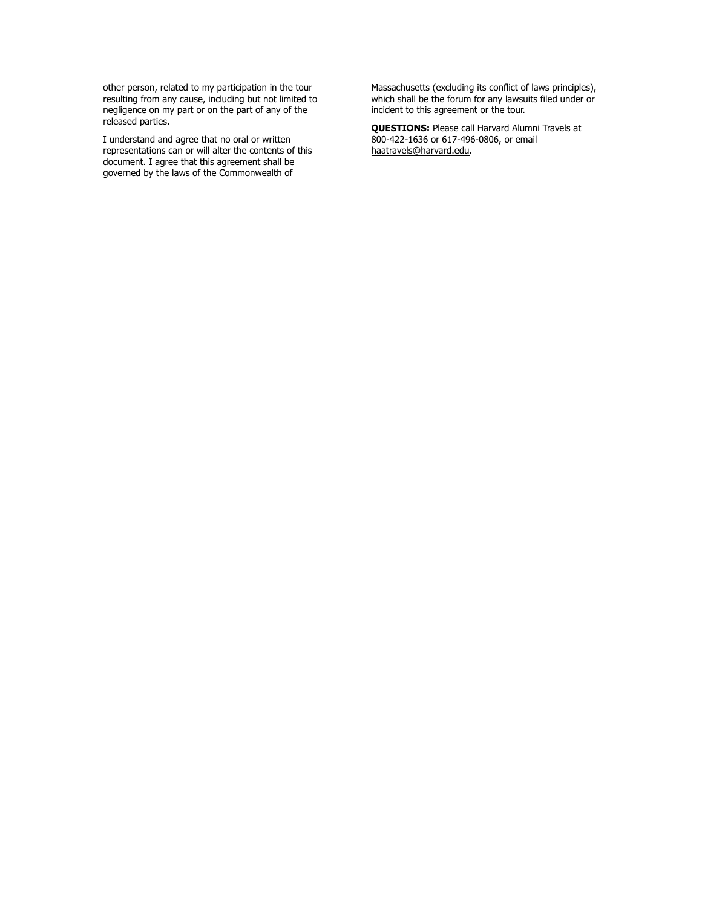other person, related to my participation in the tour resulting from any cause, including but not limited to negligence on my part or on the part of any of the released parties.

I understand and agree that no oral or written representations can or will alter the contents of this document. I agree that this agreement shall be governed by the laws of the Commonwealth of Massachusetts (excluding its conflict of laws principles), which shall be the forum for any lawsuits filed under or incident to this agreement or the tour.

**QUESTIONS:** Please call Harvard Alumni Travels at 800-422-1636 or 617-496-0806, or email haatravels@harvard.edu.